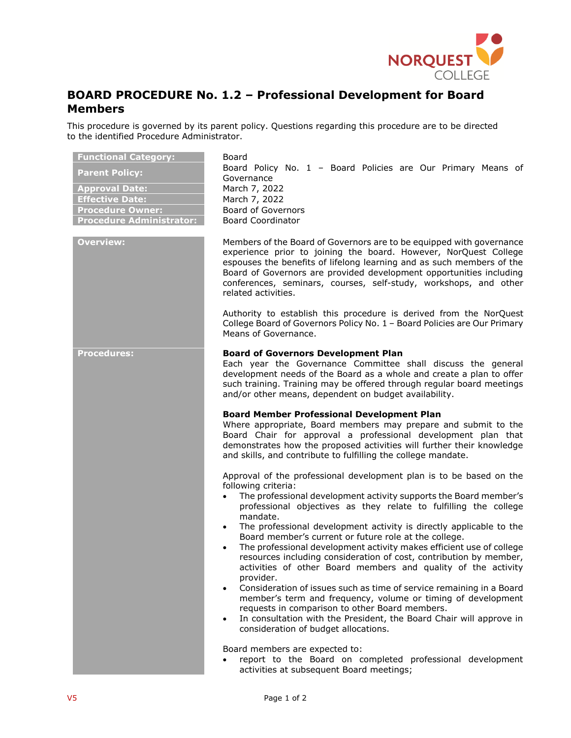# BOARD PROCEDURE No. 1.2 – Professional Development for Board Members

This procedure is governed by its parent policy. Questions regarding this procedure are to be directed to the identified Procedure Administrator.

| | |
|---|---|
| **Functional Category:** | Board |
| **Parent Policy:** | Board Policy No. 1 – Board Policies are Our Primary Means of Governance |
| **Approval Date:** | March 7, 2022 |
| **Effective Date:** | March 7, 2022 |
| **Procedure Owner:** | Board of Governors |
| **Procedure Administrator:** | Board Coordinator |

## Overview:

Members of the Board of Governors are to be equipped with governance experience prior to joining the board. However, NorQuest College espouses the benefits of lifelong learning and as such members of the Board of Governors are provided development opportunities including conferences, seminars, courses, self-study, workshops, and other related activities.

Authority to establish this procedure is derived from the NorQuest College Board of Governors Policy No. 1 – Board Policies are Our Primary Means of Governance.

## Procedures:

**Board of Governors Development Plan**

Each year the Governance Committee shall discuss the general development needs of the Board as a whole and create a plan to offer such training. Training may be offered through regular board meetings and/or other means, dependent on budget availability.

**Board Member Professional Development Plan**

Where appropriate, Board members may prepare and submit to the Board Chair for approval a professional development plan that demonstrates how the proposed activities will further their knowledge and skills, and contribute to fulfilling the college mandate.

Approval of the professional development plan is to be based on the following criteria:

- The professional development activity supports the Board member's professional objectives as they relate to fulfilling the college mandate.
- The professional development activity is directly applicable to the Board member's current or future role at the college.
- The professional development activity makes efficient use of college resources including consideration of cost, contribution by member, activities of other Board members and quality of the activity provider.
- Consideration of issues such as time of service remaining in a Board member's term and frequency, volume or timing of development requests in comparison to other Board members.
- In consultation with the President, the Board Chair will approve in consideration of budget allocations.

Board members are expected to:

- report to the Board on completed professional development activities at subsequent Board meetings;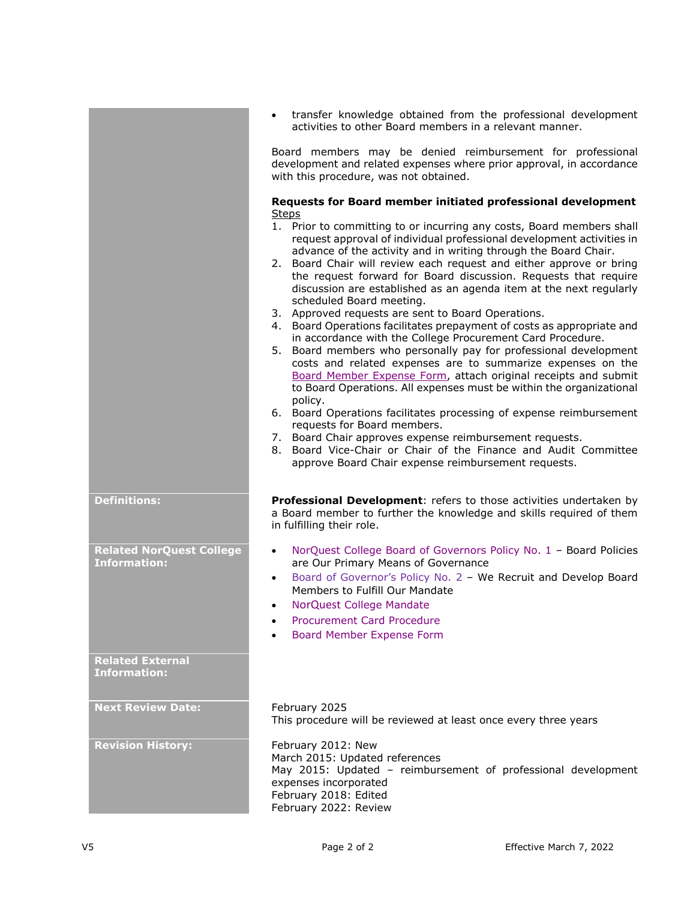- transfer knowledge obtained from the professional development activities to other Board members in a relevant manner.

Board members may be denied reimbursement for professional development and related expenses where prior approval, in accordance with this procedure, was not obtained.

**Requests for Board member initiated professional development**

Steps

1. Prior to committing to or incurring any costs, Board members shall request approval of individual professional development activities in advance of the activity and in writing through the Board Chair.
2. Board Chair will review each request and either approve or bring the request forward for Board discussion. Requests that require discussion are established as an agenda item at the next regularly scheduled Board meeting.
3. Approved requests are sent to Board Operations.
4. Board Operations facilitates prepayment of costs as appropriate and in accordance with the College Procurement Card Procedure.
5. Board members who personally pay for professional development costs and related expenses are to summarize expenses on the Board Member Expense Form, attach original receipts and submit to Board Operations. All expenses must be within the organizational policy.
6. Board Operations facilitates processing of expense reimbursement requests for Board members.
7. Board Chair approves expense reimbursement requests.
8. Board Vice-Chair or Chair of the Finance and Audit Committee approve Board Chair expense reimbursement requests.

**Definitions:**

**Professional Development**: refers to those activities undertaken by a Board member to further the knowledge and skills required of them in fulfilling their role.

**Related NorQuest College Information:**

- NorQuest College Board of Governors Policy No. 1 – Board Policies are Our Primary Means of Governance
- Board of Governor's Policy No. 2 – We Recruit and Develop Board Members to Fulfill Our Mandate
- NorQuest College Mandate
- Procurement Card Procedure
- Board Member Expense Form

**Related External Information:**

**Next Review Date:**

February 2025
This procedure will be reviewed at least once every three years

**Revision History:**

February 2012: New
March 2015: Updated references
May 2015: Updated – reimbursement of professional development expenses incorporated
February 2018: Edited
February 2022: Review

V5 Effective March 7, 2022